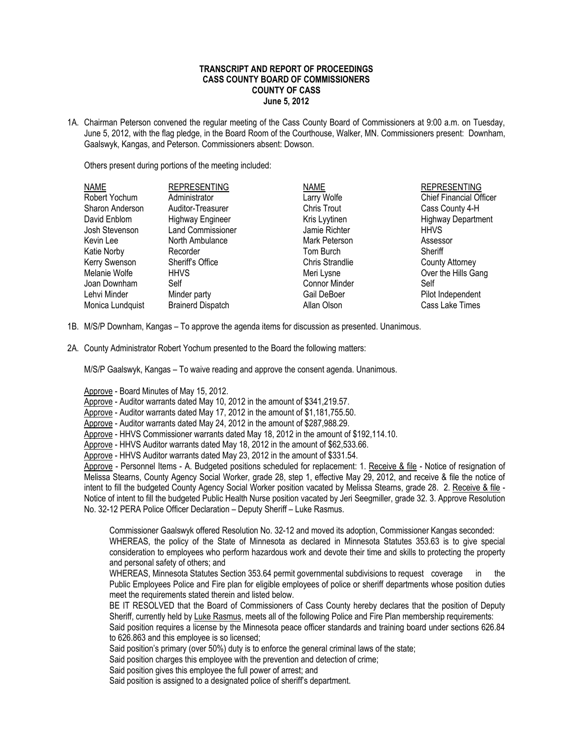**TRANSCRIPT AND REPORT OF PROCEEDINGS**
**CASS COUNTY BOARD OF COMMISSIONERS**
**COUNTY OF CASS**
**June 5, 2012**

1A. Chairman Peterson convened the regular meeting of the Cass County Board of Commissioners at 9:00 a.m. on Tuesday, June 5, 2012, with the flag pledge, in the Board Room of the Courthouse, Walker, MN. Commissioners present: Downham, Gaalswyk, Kangas, and Peterson. Commissioners absent: Dowson.

Others present during portions of the meeting included:

| NAME | REPRESENTING | NAME | REPRESENTING |
|---|---|---|---|
| Robert Yochum | Administrator | Larry Wolfe | Chief Financial Officer |
| Sharon Anderson | Auditor-Treasurer | Chris Trout | Cass County 4-H |
| David Enblom | Highway Engineer | Kris Lyytinen | Highway Department |
| Josh Stevenson | Land Commissioner | Jamie Richter | HHVS |
| Kevin Lee | North Ambulance | Mark Peterson | Assessor |
| Katie Norby | Recorder | Tom Burch | Sheriff |
| Kerry Swenson | Sheriff's Office | Chris Strandlie | County Attorney |
| Melanie Wolfe | HHVS | Meri Lysne | Over the Hills Gang |
| Joan Downham | Self | Connor Minder | Self |
| Lehvi Minder | Minder party | Gail DeBoer | Pilot Independent |
| Monica Lundquist | Brainerd Dispatch | Allan Olson | Cass Lake Times |

1B. M/S/P Downham, Kangas – To approve the agenda items for discussion as presented. Unanimous.

2A. County Administrator Robert Yochum presented to the Board the following matters:

M/S/P Gaalswyk, Kangas – To waive reading and approve the consent agenda. Unanimous.

Approve - Board Minutes of May 15, 2012.
Approve - Auditor warrants dated May 10, 2012 in the amount of $341,219.57.
Approve - Auditor warrants dated May 17, 2012 in the amount of $1,181,755.50.
Approve - Auditor warrants dated May 24, 2012 in the amount of $287,988.29.
Approve - HHVS Commissioner warrants dated May 18, 2012 in the amount of $192,114.10.
Approve - HHVS Auditor warrants dated May 18, 2012 in the amount of $62,533.66.
Approve - HHVS Auditor warrants dated May 23, 2012 in the amount of $331.54.
Approve - Personnel Items - A. Budgeted positions scheduled for replacement: 1. Receive & file - Notice of resignation of Melissa Stearns, County Agency Social Worker, grade 28, step 1, effective May 29, 2012, and receive & file the notice of intent to fill the budgeted County Agency Social Worker position vacated by Melissa Stearns, grade 28. 2. Receive & file - Notice of intent to fill the budgeted Public Health Nurse position vacated by Jeri Seegmiller, grade 32. 3. Approve Resolution No. 32-12 PERA Police Officer Declaration – Deputy Sheriff – Luke Rasmus.

> Commissioner Gaalswyk offered Resolution No. 32-12 and moved its adoption, Commissioner Kangas seconded:
> WHEREAS, the policy of the State of Minnesota as declared in Minnesota Statutes 353.63 is to give special consideration to employees who perform hazardous work and devote their time and skills to protecting the property and personal safety of others; and
> WHEREAS, Minnesota Statutes Section 353.64 permit governmental subdivisions to request coverage in the Public Employees Police and Fire plan for eligible employees of police or sheriff departments whose position duties meet the requirements stated therein and listed below.
> BE IT RESOLVED that the Board of Commissioners of Cass County hereby declares that the position of Deputy Sheriff, currently held by Luke Rasmus, meets all of the following Police and Fire Plan membership requirements:
> Said position requires a license by the Minnesota peace officer standards and training board under sections 626.84 to 626.863 and this employee is so licensed;
> Said position's primary (over 50%) duty is to enforce the general criminal laws of the state;
> Said position charges this employee with the prevention and detection of crime;
> Said position gives this employee the full power of arrest; and
> Said position is assigned to a designated police of sheriff's department.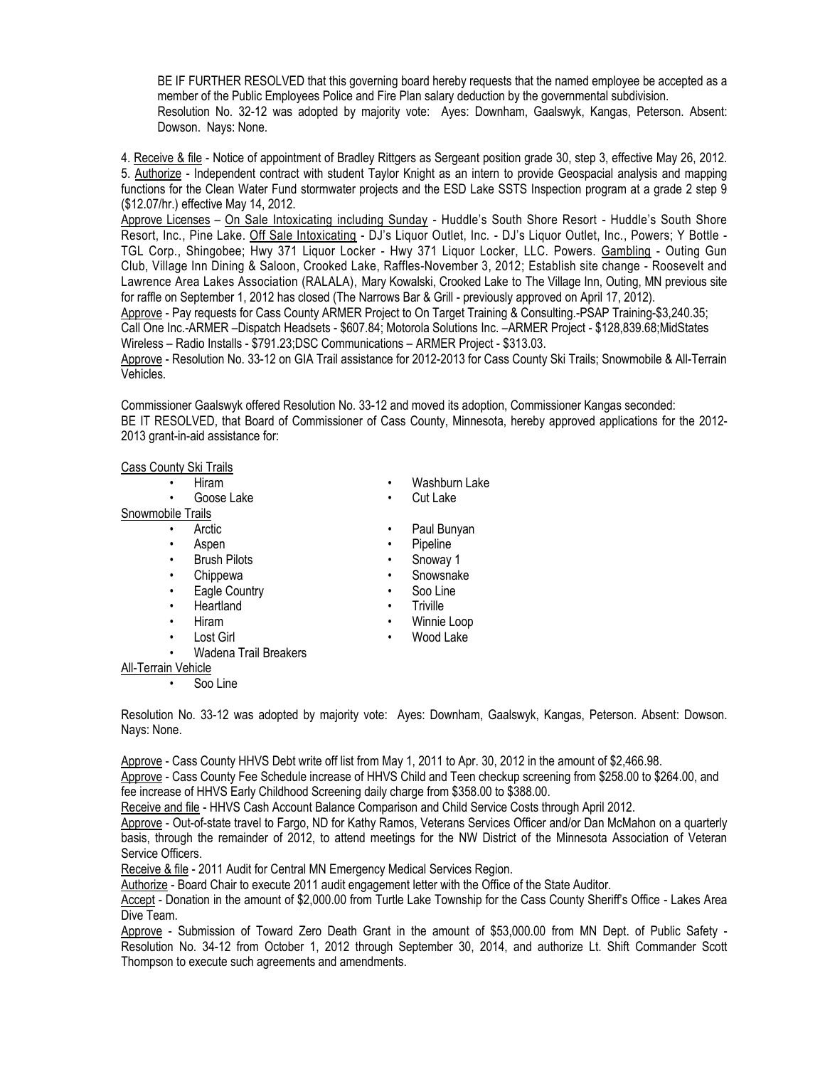BE IF FURTHER RESOLVED that this governing board hereby requests that the named employee be accepted as a member of the Public Employees Police and Fire Plan salary deduction by the governmental subdivision.
Resolution No. 32-12 was adopted by majority vote: Ayes: Downham, Gaalswyk, Kangas, Peterson. Absent: Dowson. Nays: None.

4. Receive & file - Notice of appointment of Bradley Rittgers as Sergeant position grade 30, step 3, effective May 26, 2012.
5. Authorize - Independent contract with student Taylor Knight as an intern to provide Geospacial analysis and mapping functions for the Clean Water Fund stormwater projects and the ESD Lake SSTS Inspection program at a grade 2 step 9 ($12.07/hr.) effective May 14, 2012.

Approve Licenses – On Sale Intoxicating including Sunday - Huddle's South Shore Resort - Huddle's South Shore Resort, Inc., Pine Lake. Off Sale Intoxicating - DJ's Liquor Outlet, Inc. - DJ's Liquor Outlet, Inc., Powers; Y Bottle - TGL Corp., Shingobee; Hwy 371 Liquor Locker - Hwy 371 Liquor Locker, LLC. Powers. Gambling - Outing Gun Club, Village Inn Dining & Saloon, Crooked Lake, Raffles-November 3, 2012; Establish site change - Roosevelt and Lawrence Area Lakes Association (RALALA), Mary Kowalski, Crooked Lake to The Village Inn, Outing, MN previous site for raffle on September 1, 2012 has closed (The Narrows Bar & Grill - previously approved on April 17, 2012).

Approve - Pay requests for Cass County ARMER Project to On Target Training & Consulting.-PSAP Training-$3,240.35; Call One Inc.-ARMER –Dispatch Headsets - $607.84; Motorola Solutions Inc. –ARMER Project - $128,839.68;MidStates Wireless – Radio Installs - $791.23;DSC Communications – ARMER Project - $313.03.

Approve - Resolution No. 33-12 on GIA Trail assistance for 2012-2013 for Cass County Ski Trails; Snowmobile & All-Terrain Vehicles.

Commissioner Gaalswyk offered Resolution No. 33-12 and moved its adoption, Commissioner Kangas seconded:
BE IT RESOLVED, that Board of Commissioner of Cass County, Minnesota, hereby approved applications for the 2012-2013 grant-in-aid assistance for:

Cass County Ski Trails

- Hiram
- Goose Lake
- Washburn Lake
- Cut Lake

Snowmobile Trails

- Arctic
- Aspen
- Brush Pilots
- Chippewa
- Eagle Country
- Heartland
- Hiram
- Lost Girl
- Wadena Trail Breakers
- Paul Bunyan
- Pipeline
- Snoway 1
- Snowsnake
- Soo Line
- Triville
- Winnie Loop
- Wood Lake

All-Terrain Vehicle

- Soo Line

Resolution No. 33-12 was adopted by majority vote: Ayes: Downham, Gaalswyk, Kangas, Peterson. Absent: Dowson. Nays: None.

Approve - Cass County HHVS Debt write off list from May 1, 2011 to Apr. 30, 2012 in the amount of $2,466.98.

Approve - Cass County Fee Schedule increase of HHVS Child and Teen checkup screening from $258.00 to $264.00, and fee increase of HHVS Early Childhood Screening daily charge from $358.00 to $388.00.

Receive and file - HHVS Cash Account Balance Comparison and Child Service Costs through April 2012.

Approve - Out-of-state travel to Fargo, ND for Kathy Ramos, Veterans Services Officer and/or Dan McMahon on a quarterly basis, through the remainder of 2012, to attend meetings for the NW District of the Minnesota Association of Veteran Service Officers.

Receive & file - 2011 Audit for Central MN Emergency Medical Services Region.

Authorize - Board Chair to execute 2011 audit engagement letter with the Office of the State Auditor.

Accept - Donation in the amount of $2,000.00 from Turtle Lake Township for the Cass County Sheriff's Office - Lakes Area Dive Team.

Approve - Submission of Toward Zero Death Grant in the amount of $53,000.00 from MN Dept. of Public Safety - Resolution No. 34-12 from October 1, 2012 through September 30, 2014, and authorize Lt. Shift Commander Scott Thompson to execute such agreements and amendments.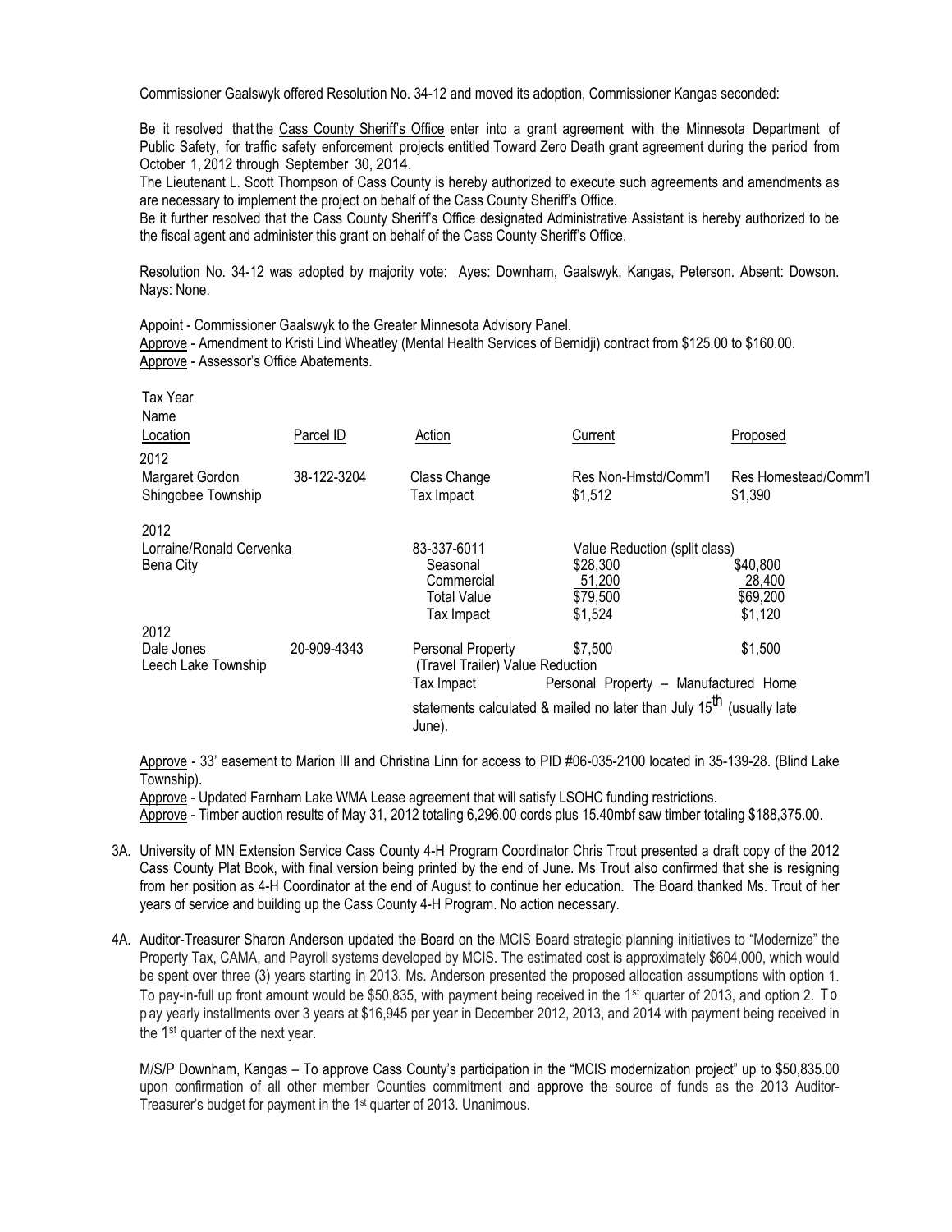Commissioner Gaalswyk offered Resolution No. 34-12 and moved its adoption, Commissioner Kangas seconded:

Be it resolved that the Cass County Sheriff's Office enter into a grant agreement with the Minnesota Department of Public Safety, for traffic safety enforcement projects entitled Toward Zero Death grant agreement during the period from October 1, 2012 through September 30, 2014.

The Lieutenant L. Scott Thompson of Cass County is hereby authorized to execute such agreements and amendments as are necessary to implement the project on behalf of the Cass County Sheriff's Office.

Be it further resolved that the Cass County Sheriff's Office designated Administrative Assistant is hereby authorized to be the fiscal agent and administer this grant on behalf of the Cass County Sheriff's Office.

Resolution No. 34-12 was adopted by majority vote: Ayes: Downham, Gaalswyk, Kangas, Peterson. Absent: Dowson. Nays: None.

Appoint - Commissioner Gaalswyk to the Greater Minnesota Advisory Panel.

Approve - Amendment to Kristi Lind Wheatley (Mental Health Services of Bemidji) contract from $125.00 to $160.00.

Approve - Assessor's Office Abatements.

| Tax Year / Name / Location | Parcel ID | Action | Current | Proposed |
|---|---|---|---|---|
| 2012 | | | | |
| Margaret Gordon | 38-122-3204 | Class Change | Res Non-Hmstd/Comm'l | Res Homestead/Comm'l |
| Shingobee Township | | Tax Impact | $1,512 | $1,390 |
| 2012 | | | | |
| Lorraine/Ronald Cervenka | | 83-337-6011 | Value Reduction (split class) | |
| Bena City | | Seasonal | $28,300 | $40,800 |
| | | Commercial | 51,200 | 28,400 |
| | | Total Value | $79,500 | $69,200 |
| | | Tax Impact | $1,524 | $1,120 |
| 2012 | | | | |
| Dale Jones | 20-909-4343 | Personal Property (Travel Trailer) Value Reduction | $7,500 | $1,500 |
| Leech Lake Township | | Tax Impact | Personal Property – Manufactured Home statements calculated & mailed no later than July 15th (usually late June). | |

Approve - 33' easement to Marion III and Christina Linn for access to PID #06-035-2100 located in 35-139-28. (Blind Lake Township).

Approve - Updated Farnham Lake WMA Lease agreement that will satisfy LSOHC funding restrictions.

Approve - Timber auction results of May 31, 2012 totaling 6,296.00 cords plus 15.40mbf saw timber totaling $188,375.00.

3A. University of MN Extension Service Cass County 4-H Program Coordinator Chris Trout presented a draft copy of the 2012 Cass County Plat Book, with final version being printed by the end of June. Ms Trout also confirmed that she is resigning from her position as 4-H Coordinator at the end of August to continue her education. The Board thanked Ms. Trout of her years of service and building up the Cass County 4-H Program. No action necessary.

4A. Auditor-Treasurer Sharon Anderson updated the Board on the MCIS Board strategic planning initiatives to "Modernize" the Property Tax, CAMA, and Payroll systems developed by MCIS. The estimated cost is approximately $604,000, which would be spent over three (3) years starting in 2013. Ms. Anderson presented the proposed allocation assumptions with option 1. To pay-in-full up front amount would be $50,835, with payment being received in the 1st quarter of 2013, and option 2. To pay yearly installments over 3 years at $16,945 per year in December 2012, 2013, and 2014 with payment being received in the 1st quarter of the next year.

M/S/P Downham, Kangas – To approve Cass County's participation in the "MCIS modernization project" up to $50,835.00 upon confirmation of all other member Counties commitment and approve the source of funds as the 2013 Auditor-Treasurer's budget for payment in the 1st quarter of 2013. Unanimous.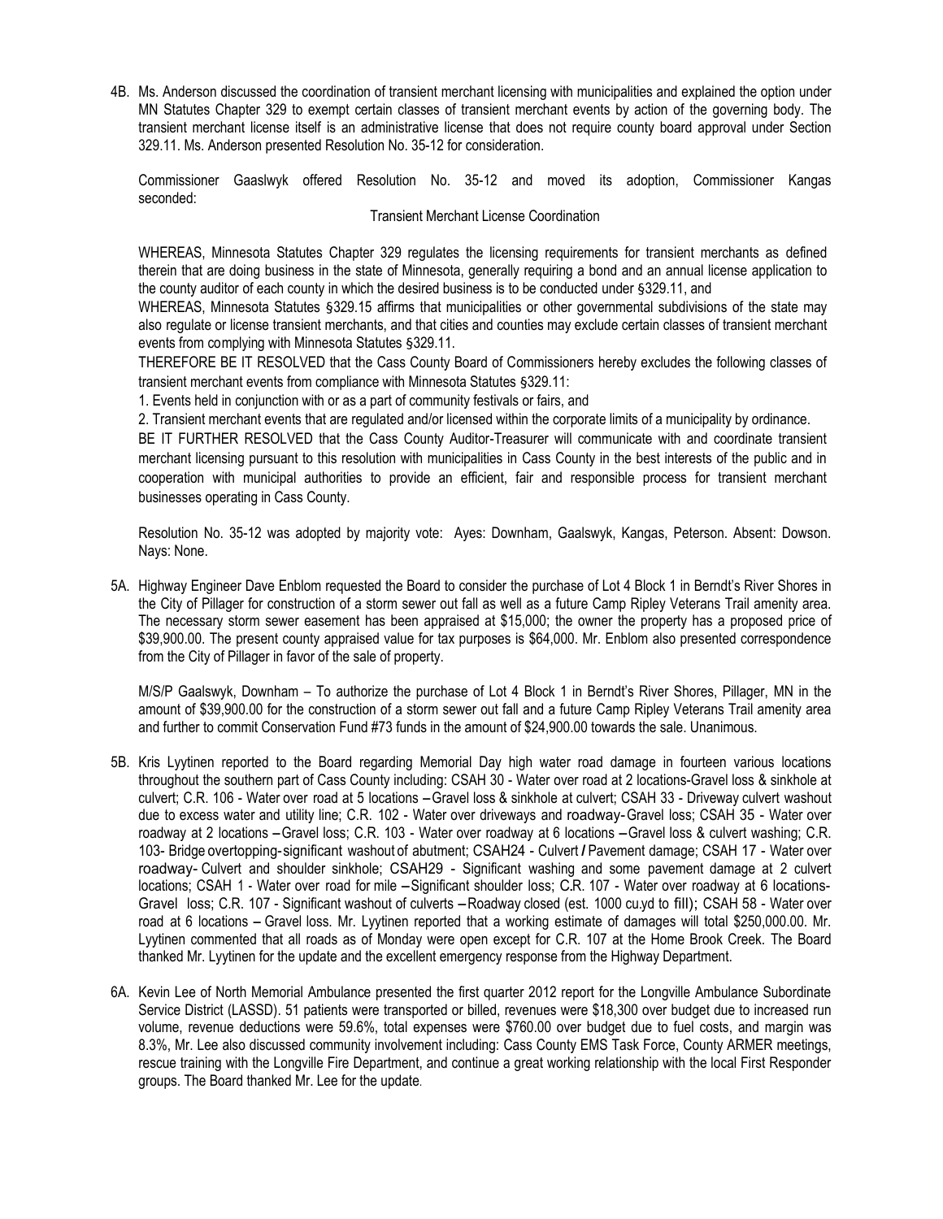4B. Ms. Anderson discussed the coordination of transient merchant licensing with municipalities and explained the option under MN Statutes Chapter 329 to exempt certain classes of transient merchant events by action of the governing body. The transient merchant license itself is an administrative license that does not require county board approval under Section 329.11. Ms. Anderson presented Resolution No. 35-12 for consideration.

Commissioner Gaaslwyk offered Resolution No. 35-12 and moved its adoption, Commissioner Kangas seconded:

Transient Merchant License Coordination

WHEREAS, Minnesota Statutes Chapter 329 regulates the licensing requirements for transient merchants as defined therein that are doing business in the state of Minnesota, generally requiring a bond and an annual license application to the county auditor of each county in which the desired business is to be conducted under §329.11, and

WHEREAS, Minnesota Statutes §329.15 affirms that municipalities or other governmental subdivisions of the state may also regulate or license transient merchants, and that cities and counties may exclude certain classes of transient merchant events from complying with Minnesota Statutes §329.11.

THEREFORE BE IT RESOLVED that the Cass County Board of Commissioners hereby excludes the following classes of transient merchant events from compliance with Minnesota Statutes §329.11:

1. Events held in conjunction with or as a part of community festivals or fairs, and

2. Transient merchant events that are regulated and/or licensed within the corporate limits of a municipality by ordinance.

BE IT FURTHER RESOLVED that the Cass County Auditor-Treasurer will communicate with and coordinate transient merchant licensing pursuant to this resolution with municipalities in Cass County in the best interests of the public and in cooperation with municipal authorities to provide an efficient, fair and responsible process for transient merchant businesses operating in Cass County.

Resolution No. 35-12 was adopted by majority vote: Ayes: Downham, Gaalswyk, Kangas, Peterson. Absent: Dowson. Nays: None.

5A. Highway Engineer Dave Enblom requested the Board to consider the purchase of Lot 4 Block 1 in Berndt's River Shores in the City of Pillager for construction of a storm sewer out fall as well as a future Camp Ripley Veterans Trail amenity area. The necessary storm sewer easement has been appraised at $15,000; the owner the property has a proposed price of $39,900.00. The present county appraised value for tax purposes is $64,000. Mr. Enblom also presented correspondence from the City of Pillager in favor of the sale of property.

M/S/P Gaalswyk, Downham – To authorize the purchase of Lot 4 Block 1 in Berndt's River Shores, Pillager, MN in the amount of $39,900.00 for the construction of a storm sewer out fall and a future Camp Ripley Veterans Trail amenity area and further to commit Conservation Fund #73 funds in the amount of $24,900.00 towards the sale. Unanimous.

5B. Kris Lyytinen reported to the Board regarding Memorial Day high water road damage in fourteen various locations throughout the southern part of Cass County including: CSAH 30 - Water over road at 2 locations-Gravel loss & sinkhole at culvert; C.R. 106 - Water over road at 5 locations – Gravel loss & sinkhole at culvert; CSAH 33 - Driveway culvert washout due to excess water and utility line; C.R. 102 - Water over driveways and roadway- Gravel loss; CSAH 35 - Water over roadway at 2 locations – Gravel loss; C.R. 103 - Water over roadway at 6 locations – Gravel loss & culvert washing; C.R. 103- Bridge overtopping- significant washout of abutment; CSAH24 - Culvert / Pavement damage; CSAH 17 - Water over roadway- Culvert and shoulder sinkhole; CSAH29 - Significant washing and some pavement damage at 2 culvert locations; CSAH 1 - Water over road for mile – Significant shoulder loss; C.R. 107 - Water over roadway at 6 locations- Gravel loss; C.R. 107 - Significant washout of culverts – Roadway closed (est. 1000 cu.yd to fill); CSAH 58 - Water over road at 6 locations – Gravel loss. Mr. Lyytinen reported that a working estimate of damages will total $250,000.00. Mr. Lyytinen commented that all roads as of Monday were open except for C.R. 107 at the Home Brook Creek. The Board thanked Mr. Lyytinen for the update and the excellent emergency response from the Highway Department.

6A. Kevin Lee of North Memorial Ambulance presented the first quarter 2012 report for the Longville Ambulance Subordinate Service District (LASSD). 51 patients were transported or billed, revenues were $18,300 over budget due to increased run volume, revenue deductions were 59.6%, total expenses were $760.00 over budget due to fuel costs, and margin was 8.3%, Mr. Lee also discussed community involvement including: Cass County EMS Task Force, County ARMER meetings, rescue training with the Longville Fire Department, and continue a great working relationship with the local First Responder groups. The Board thanked Mr. Lee for the update.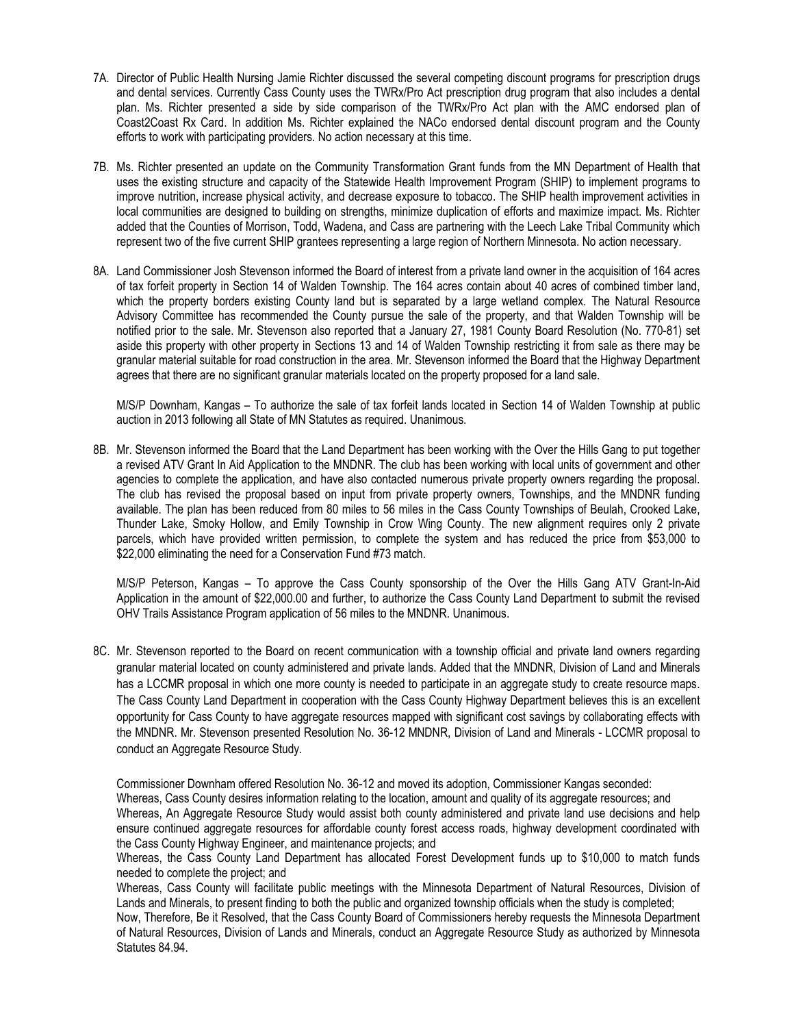7A. Director of Public Health Nursing Jamie Richter discussed the several competing discount programs for prescription drugs and dental services. Currently Cass County uses the TWRx/Pro Act prescription drug program that also includes a dental plan. Ms. Richter presented a side by side comparison of the TWRx/Pro Act plan with the AMC endorsed plan of Coast2Coast Rx Card. In addition Ms. Richter explained the NACo endorsed dental discount program and the County efforts to work with participating providers. No action necessary at this time.

7B. Ms. Richter presented an update on the Community Transformation Grant funds from the MN Department of Health that uses the existing structure and capacity of the Statewide Health Improvement Program (SHIP) to implement programs to improve nutrition, increase physical activity, and decrease exposure to tobacco. The SHIP health improvement activities in local communities are designed to building on strengths, minimize duplication of efforts and maximize impact. Ms. Richter added that the Counties of Morrison, Todd, Wadena, and Cass are partnering with the Leech Lake Tribal Community which represent two of the five current SHIP grantees representing a large region of Northern Minnesota. No action necessary.

8A. Land Commissioner Josh Stevenson informed the Board of interest from a private land owner in the acquisition of 164 acres of tax forfeit property in Section 14 of Walden Township. The 164 acres contain about 40 acres of combined timber land, which the property borders existing County land but is separated by a large wetland complex. The Natural Resource Advisory Committee has recommended the County pursue the sale of the property, and that Walden Township will be notified prior to the sale. Mr. Stevenson also reported that a January 27, 1981 County Board Resolution (No. 770-81) set aside this property with other property in Sections 13 and 14 of Walden Township restricting it from sale as there may be granular material suitable for road construction in the area. Mr. Stevenson informed the Board that the Highway Department agrees that there are no significant granular materials located on the property proposed for a land sale.

M/S/P Downham, Kangas – To authorize the sale of tax forfeit lands located in Section 14 of Walden Township at public auction in 2013 following all State of MN Statutes as required. Unanimous.

8B. Mr. Stevenson informed the Board that the Land Department has been working with the Over the Hills Gang to put together a revised ATV Grant In Aid Application to the MNDNR. The club has been working with local units of government and other agencies to complete the application, and have also contacted numerous private property owners regarding the proposal. The club has revised the proposal based on input from private property owners, Townships, and the MNDNR funding available. The plan has been reduced from 80 miles to 56 miles in the Cass County Townships of Beulah, Crooked Lake, Thunder Lake, Smoky Hollow, and Emily Township in Crow Wing County. The new alignment requires only 2 private parcels, which have provided written permission, to complete the system and has reduced the price from $53,000 to $22,000 eliminating the need for a Conservation Fund #73 match.

M/S/P Peterson, Kangas – To approve the Cass County sponsorship of the Over the Hills Gang ATV Grant-In-Aid Application in the amount of $22,000.00 and further, to authorize the Cass County Land Department to submit the revised OHV Trails Assistance Program application of 56 miles to the MNDNR. Unanimous.

8C. Mr. Stevenson reported to the Board on recent communication with a township official and private land owners regarding granular material located on county administered and private lands. Added that the MNDNR, Division of Land and Minerals has a LCCMR proposal in which one more county is needed to participate in an aggregate study to create resource maps. The Cass County Land Department in cooperation with the Cass County Highway Department believes this is an excellent opportunity for Cass County to have aggregate resources mapped with significant cost savings by collaborating effects with the MNDNR. Mr. Stevenson presented Resolution No. 36-12 MNDNR, Division of Land and Minerals - LCCMR proposal to conduct an Aggregate Resource Study.

Commissioner Downham offered Resolution No. 36-12 and moved its adoption, Commissioner Kangas seconded:
Whereas, Cass County desires information relating to the location, amount and quality of its aggregate resources; and
Whereas, An Aggregate Resource Study would assist both county administered and private land use decisions and help ensure continued aggregate resources for affordable county forest access roads, highway development coordinated with the Cass County Highway Engineer, and maintenance projects; and
Whereas, the Cass County Land Department has allocated Forest Development funds up to $10,000 to match funds needed to complete the project; and
Whereas, Cass County will facilitate public meetings with the Minnesota Department of Natural Resources, Division of Lands and Minerals, to present finding to both the public and organized township officials when the study is completed;
Now, Therefore, Be it Resolved, that the Cass County Board of Commissioners hereby requests the Minnesota Department of Natural Resources, Division of Lands and Minerals, conduct an Aggregate Resource Study as authorized by Minnesota Statutes 84.94.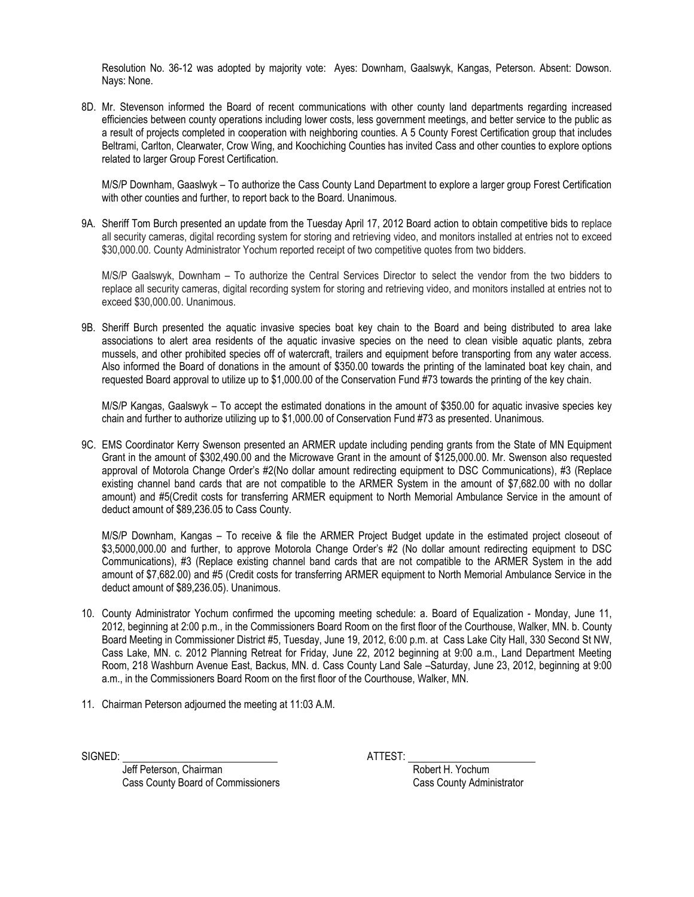Resolution No. 36-12 was adopted by majority vote: Ayes: Downham, Gaalswyk, Kangas, Peterson. Absent: Dowson. Nays: None.

8D. Mr. Stevenson informed the Board of recent communications with other county land departments regarding increased efficiencies between county operations including lower costs, less government meetings, and better service to the public as a result of projects completed in cooperation with neighboring counties. A 5 County Forest Certification group that includes Beltrami, Carlton, Clearwater, Crow Wing, and Koochiching Counties has invited Cass and other counties to explore options related to larger Group Forest Certification.

M/S/P Downham, Gaaslwyk – To authorize the Cass County Land Department to explore a larger group Forest Certification with other counties and further, to report back to the Board. Unanimous.

9A. Sheriff Tom Burch presented an update from the Tuesday April 17, 2012 Board action to obtain competitive bids to replace all security cameras, digital recording system for storing and retrieving video, and monitors installed at entries not to exceed $30,000.00. County Administrator Yochum reported receipt of two competitive quotes from two bidders.

M/S/P Gaalswyk, Downham – To authorize the Central Services Director to select the vendor from the two bidders to replace all security cameras, digital recording system for storing and retrieving video, and monitors installed at entries not to exceed $30,000.00. Unanimous.

9B. Sheriff Burch presented the aquatic invasive species boat key chain to the Board and being distributed to area lake associations to alert area residents of the aquatic invasive species on the need to clean visible aquatic plants, zebra mussels, and other prohibited species off of watercraft, trailers and equipment before transporting from any water access. Also informed the Board of donations in the amount of $350.00 towards the printing of the laminated boat key chain, and requested Board approval to utilize up to $1,000.00 of the Conservation Fund #73 towards the printing of the key chain.

M/S/P Kangas, Gaalswyk – To accept the estimated donations in the amount of $350.00 for aquatic invasive species key chain and further to authorize utilizing up to $1,000.00 of Conservation Fund #73 as presented. Unanimous.

9C. EMS Coordinator Kerry Swenson presented an ARMER update including pending grants from the State of MN Equipment Grant in the amount of $302,490.00 and the Microwave Grant in the amount of $125,000.00. Mr. Swenson also requested approval of Motorola Change Order's #2(No dollar amount redirecting equipment to DSC Communications), #3 (Replace existing channel band cards that are not compatible to the ARMER System in the amount of $7,682.00 with no dollar amount) and #5(Credit costs for transferring ARMER equipment to North Memorial Ambulance Service in the amount of deduct amount of $89,236.05 to Cass County.

M/S/P Downham, Kangas – To receive & file the ARMER Project Budget update in the estimated project closeout of $3,5000,000.00 and further, to approve Motorola Change Order's #2 (No dollar amount redirecting equipment to DSC Communications), #3 (Replace existing channel band cards that are not compatible to the ARMER System in the add amount of $7,682.00) and #5 (Credit costs for transferring ARMER equipment to North Memorial Ambulance Service in the deduct amount of $89,236.05). Unanimous.

10. County Administrator Yochum confirmed the upcoming meeting schedule: a. Board of Equalization - Monday, June 11, 2012, beginning at 2:00 p.m., in the Commissioners Board Room on the first floor of the Courthouse, Walker, MN. b. County Board Meeting in Commissioner District #5, Tuesday, June 19, 2012, 6:00 p.m. at Cass Lake City Hall, 330 Second St NW, Cass Lake, MN. c. 2012 Planning Retreat for Friday, June 22, 2012 beginning at 9:00 a.m., Land Department Meeting Room, 218 Washburn Avenue East, Backus, MN. d. Cass County Land Sale –Saturday, June 23, 2012, beginning at 9:00 a.m., in the Commissioners Board Room on the first floor of the Courthouse, Walker, MN.

11. Chairman Peterson adjourned the meeting at 11:03 A.M.

SIGNED: ______________________________
Jeff Peterson, Chairman
Cass County Board of Commissioners

ATTEST: ______________________________
Robert H. Yochum
Cass County Administrator